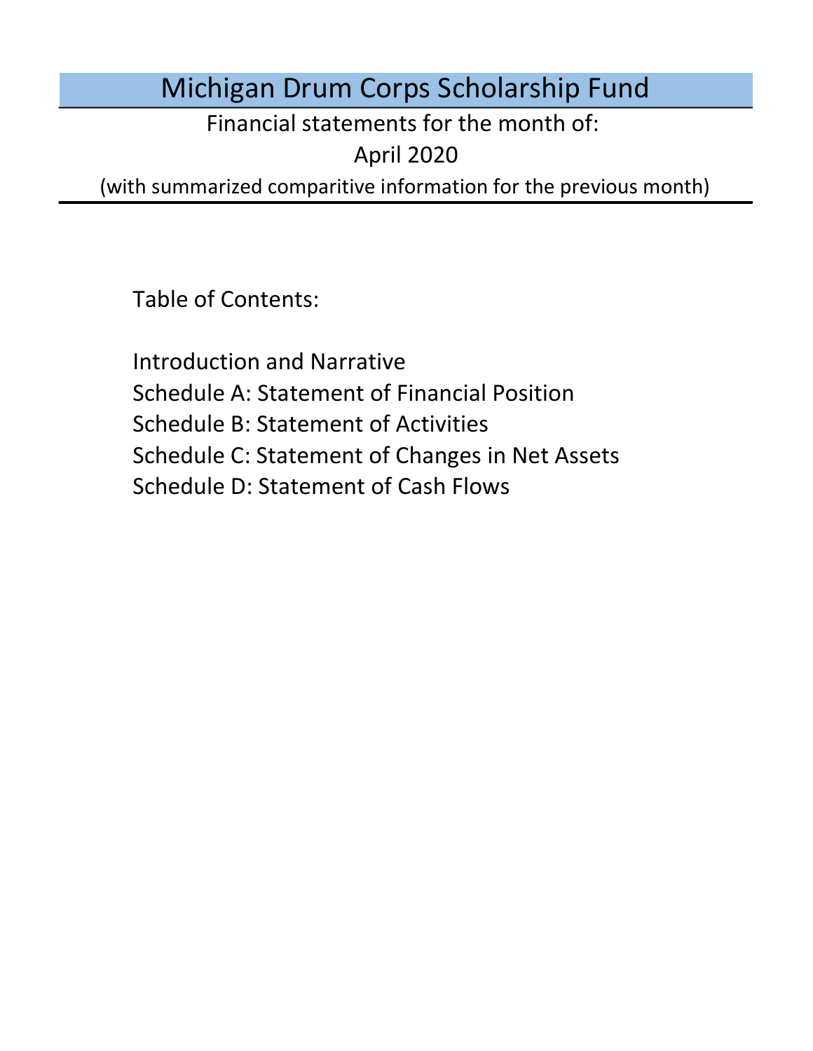# Michigan Drum Corps Scholarship Fund

Financial statements for the month of:

April 2020

(with summarized comparitive information for the previous month)

Table of Contents:

Introduction and Narrative

Schedule A: Statement of Financial Position

Schedule B: Statement of Activities

Schedule C: Statement of Changes in Net Assets

Schedule D: Statement of Cash Flows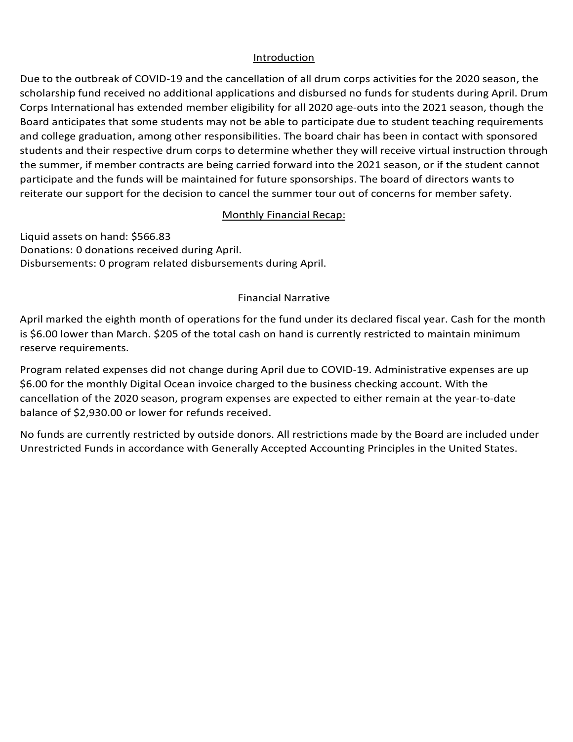## Introduction

Due to the outbreak of COVID-19 and the cancellation of all drum corps activities for the 2020 season, the scholarship fund received no additional applications and disbursed no funds for students during April. Drum Corps International has extended member eligibility for all 2020 age-outs into the 2021 season, though the Board anticipates that some students may not be able to participate due to student teaching requirements and college graduation, among other responsibilities. The board chair has been in contact with sponsored students and their respective drum corps to determine whether they will receive virtual instruction through the summer, if member contracts are being carried forward into the 2021 season, or if the student cannot participate and the funds will be maintained for future sponsorships. The board of directors wants to reiterate our support for the decision to cancel the summer tour out of concerns for member safety.

## Monthly Financial Recap:

Liquid assets on hand: $566.83
Donations: 0 donations received during April.
Disbursements: 0 program related disbursements during April.

## Financial Narrative

April marked the eighth month of operations for the fund under its declared fiscal year. Cash for the month is $6.00 lower than March. $205 of the total cash on hand is currently restricted to maintain minimum reserve requirements.

Program related expenses did not change during April due to COVID-19. Administrative expenses are up $6.00 for the monthly Digital Ocean invoice charged to the business checking account. With the cancellation of the 2020 season, program expenses are expected to either remain at the year-to-date balance of $2,930.00 or lower for refunds received.

No funds are currently restricted by outside donors. All restrictions made by the Board are included under Unrestricted Funds in accordance with Generally Accepted Accounting Principles in the United States.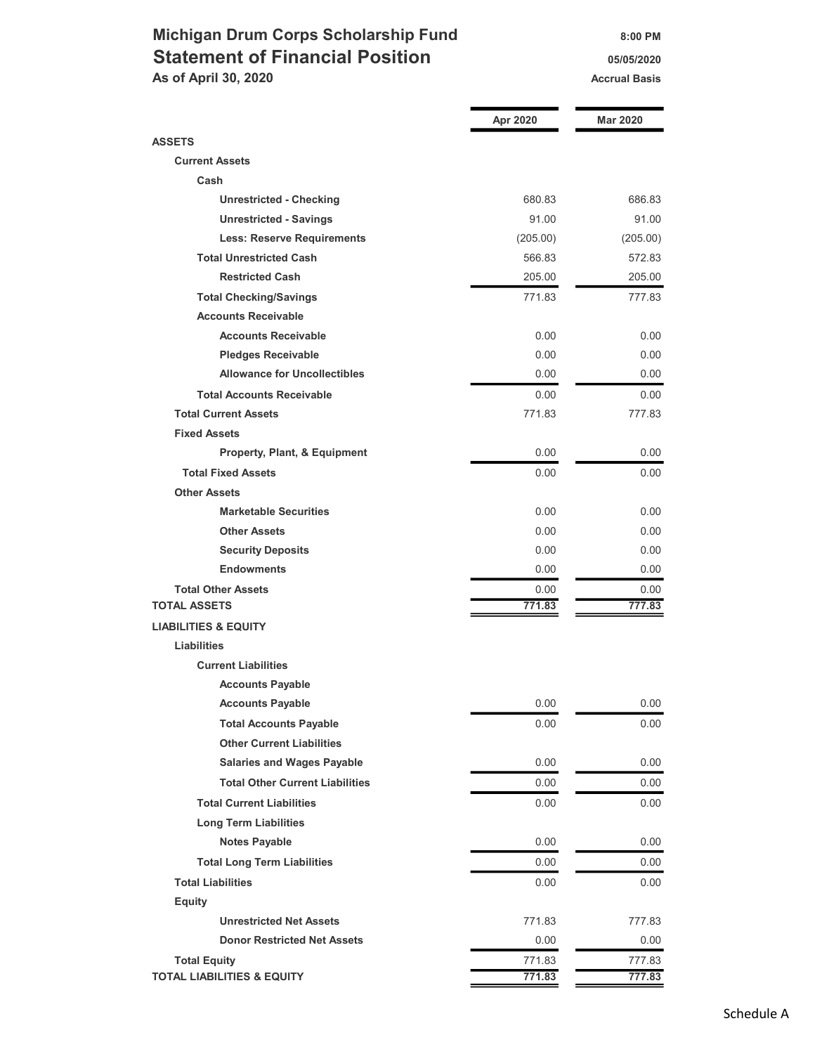# Michigan Drum Corps Scholarship Fund

## Statement of Financial Position

**As of April 30, 2020**

8:00 PM
05/05/2020
Accrual Basis

| | Apr 2020 | Mar 2020 |
|---|---|---|
| **ASSETS** | | |
| **Current Assets** | | |
| **Cash** | | |
| **Unrestricted - Checking** | 680.83 | 686.83 |
| **Unrestricted - Savings** | 91.00 | 91.00 |
| **Less: Reserve Requirements** | (205.00) | (205.00) |
| **Total Unrestricted Cash** | 566.83 | 572.83 |
| **Restricted Cash** | 205.00 | 205.00 |
| **Total Checking/Savings** | 771.83 | 777.83 |
| **Accounts Receivable** | | |
| **Accounts Receivable** | 0.00 | 0.00 |
| **Pledges Receivable** | 0.00 | 0.00 |
| **Allowance for Uncollectibles** | 0.00 | 0.00 |
| **Total Accounts Receivable** | 0.00 | 0.00 |
| **Total Current Assets** | 771.83 | 777.83 |
| **Fixed Assets** | | |
| **Property, Plant, & Equipment** | 0.00 | 0.00 |
| **Total Fixed Assets** | 0.00 | 0.00 |
| **Other Assets** | | |
| **Marketable Securities** | 0.00 | 0.00 |
| **Other Assets** | 0.00 | 0.00 |
| **Security Deposits** | 0.00 | 0.00 |
| **Endowments** | 0.00 | 0.00 |
| **Total Other Assets** | 0.00 | 0.00 |
| **TOTAL ASSETS** | 771.83 | 777.83 |
| **LIABILITIES & EQUITY** | | |
| **Liabilities** | | |
| **Current Liabilities** | | |
| **Accounts Payable** | | |
| **Accounts Payable** | 0.00 | 0.00 |
| **Total Accounts Payable** | 0.00 | 0.00 |
| **Other Current Liabilities** | | |
| **Salaries and Wages Payable** | 0.00 | 0.00 |
| **Total Other Current Liabilities** | 0.00 | 0.00 |
| **Total Current Liabilities** | 0.00 | 0.00 |
| **Long Term Liabilities** | | |
| **Notes Payable** | 0.00 | 0.00 |
| **Total Long Term Liabilities** | 0.00 | 0.00 |
| **Total Liabilities** | 0.00 | 0.00 |
| **Equity** | | |
| **Unrestricted Net Assets** | 771.83 | 777.83 |
| **Donor Restricted Net Assets** | 0.00 | 0.00 |
| **Total Equity** | 771.83 | 777.83 |
| **TOTAL LIABILITIES & EQUITY** | 771.83 | 777.83 |

Schedule A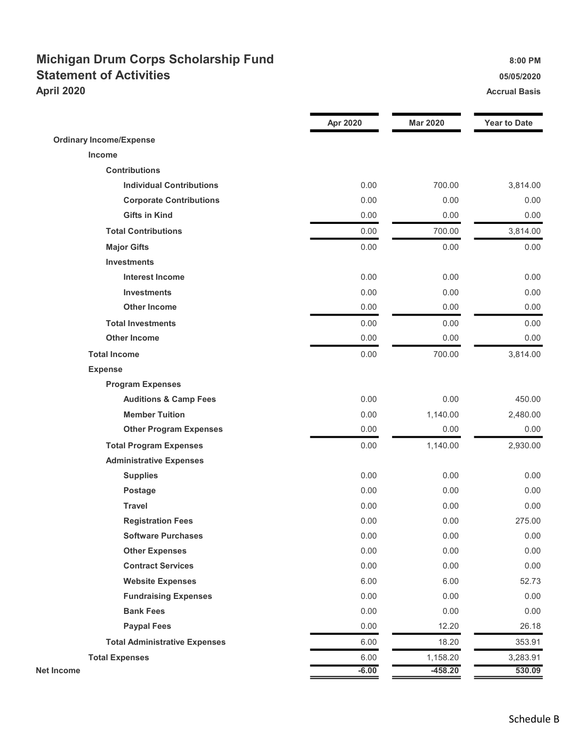# Michigan Drum Corps Scholarship Fund
## Statement of Activities
### April 2020

8:00 PM
05/05/2020
Accrual Basis

| | Apr 2020 | Mar 2020 | Year to Date |
|---|---|---|---|
| **Ordinary Income/Expense** | | | |
| **Income** | | | |
| **Contributions** | | | |
| **Individual Contributions** | 0.00 | 700.00 | 3,814.00 |
| **Corporate Contributions** | 0.00 | 0.00 | 0.00 |
| **Gifts in Kind** | 0.00 | 0.00 | 0.00 |
| **Total Contributions** | 0.00 | 700.00 | 3,814.00 |
| **Major Gifts** | 0.00 | 0.00 | 0.00 |
| **Investments** | | | |
| **Interest Income** | 0.00 | 0.00 | 0.00 |
| **Investments** | 0.00 | 0.00 | 0.00 |
| **Other Income** | 0.00 | 0.00 | 0.00 |
| **Total Investments** | 0.00 | 0.00 | 0.00 |
| **Other Income** | 0.00 | 0.00 | 0.00 |
| **Total Income** | 0.00 | 700.00 | 3,814.00 |
| **Expense** | | | |
| **Program Expenses** | | | |
| **Auditions & Camp Fees** | 0.00 | 0.00 | 450.00 |
| **Member Tuition** | 0.00 | 1,140.00 | 2,480.00 |
| **Other Program Expenses** | 0.00 | 0.00 | 0.00 |
| **Total Program Expenses** | 0.00 | 1,140.00 | 2,930.00 |
| **Administrative Expenses** | | | |
| **Supplies** | 0.00 | 0.00 | 0.00 |
| **Postage** | 0.00 | 0.00 | 0.00 |
| **Travel** | 0.00 | 0.00 | 0.00 |
| **Registration Fees** | 0.00 | 0.00 | 275.00 |
| **Software Purchases** | 0.00 | 0.00 | 0.00 |
| **Other Expenses** | 0.00 | 0.00 | 0.00 |
| **Contract Services** | 0.00 | 0.00 | 0.00 |
| **Website Expenses** | 6.00 | 6.00 | 52.73 |
| **Fundraising Expenses** | 0.00 | 0.00 | 0.00 |
| **Bank Fees** | 0.00 | 0.00 | 0.00 |
| **Paypal Fees** | 0.00 | 12.20 | 26.18 |
| **Total Administrative Expenses** | 6.00 | 18.20 | 353.91 |
| **Total Expenses** | 6.00 | 1,158.20 | 3,283.91 |
| **Net Income** | **-6.00** | **-458.20** | **530.09** |

Schedule B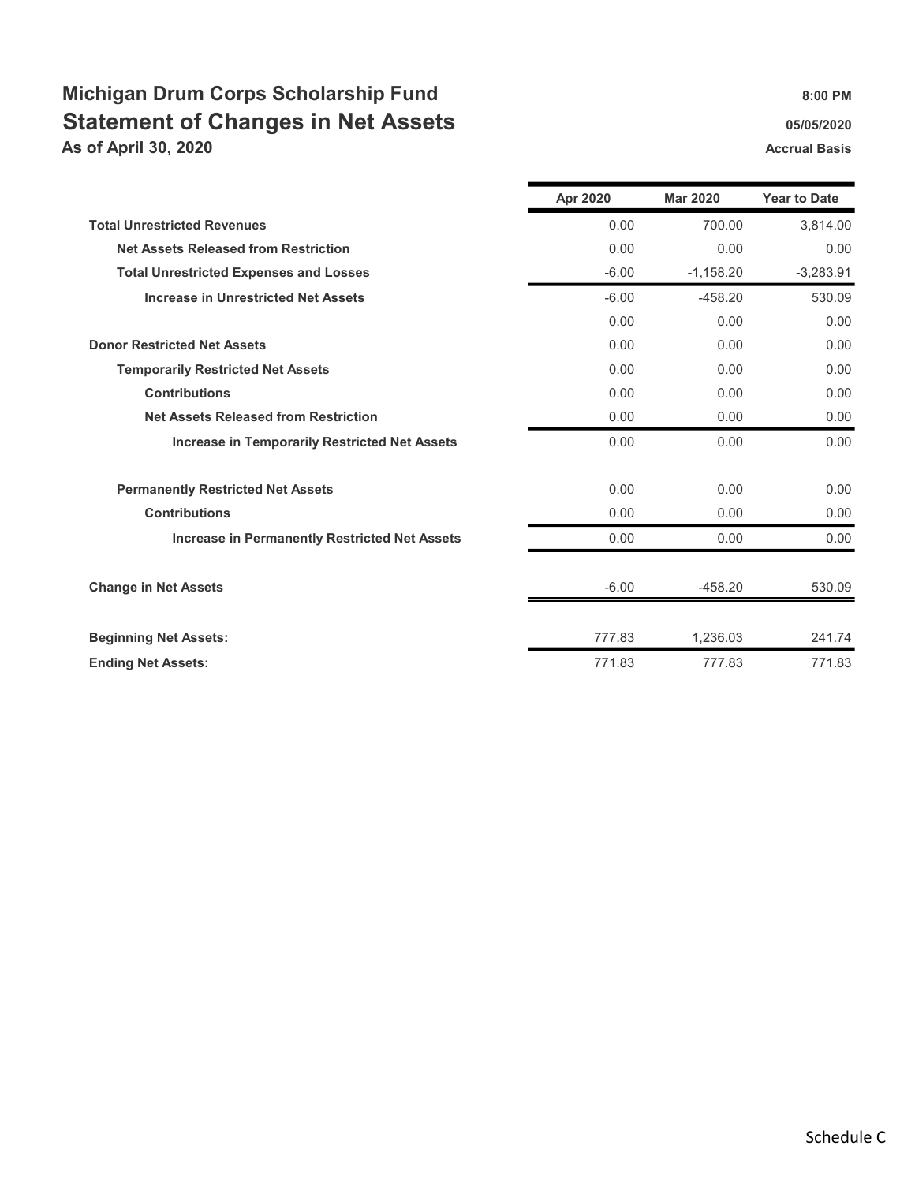# Michigan Drum Corps Scholarship Fund

## Statement of Changes in Net Assets

**As of April 30, 2020**

8:00 PM
05/05/2020
Accrual Basis

| | Apr 2020 | Mar 2020 | Year to Date |
|---|---|---|---|
| **Total Unrestricted Revenues** | 0.00 | 700.00 | 3,814.00 |
| **Net Assets Released from Restriction** | 0.00 | 0.00 | 0.00 |
| **Total Unrestricted Expenses and Losses** | -6.00 | -1,158.20 | -3,283.91 |
| **Increase in Unrestricted Net Assets** | -6.00 | -458.20 | 530.09 |
| | 0.00 | 0.00 | 0.00 |
| **Donor Restricted Net Assets** | 0.00 | 0.00 | 0.00 |
| **Temporarily Restricted Net Assets** | 0.00 | 0.00 | 0.00 |
| **Contributions** | 0.00 | 0.00 | 0.00 |
| **Net Assets Released from Restriction** | 0.00 | 0.00 | 0.00 |
| **Increase in Temporarily Restricted Net Assets** | 0.00 | 0.00 | 0.00 |
| **Permanently Restricted Net Assets** | 0.00 | 0.00 | 0.00 |
| **Contributions** | 0.00 | 0.00 | 0.00 |
| **Increase in Permanently Restricted Net Assets** | 0.00 | 0.00 | 0.00 |
| **Change in Net Assets** | -6.00 | -458.20 | 530.09 |
| **Beginning Net Assets:** | 777.83 | 1,236.03 | 241.74 |
| **Ending Net Assets:** | 771.83 | 777.83 | 771.83 |

Schedule C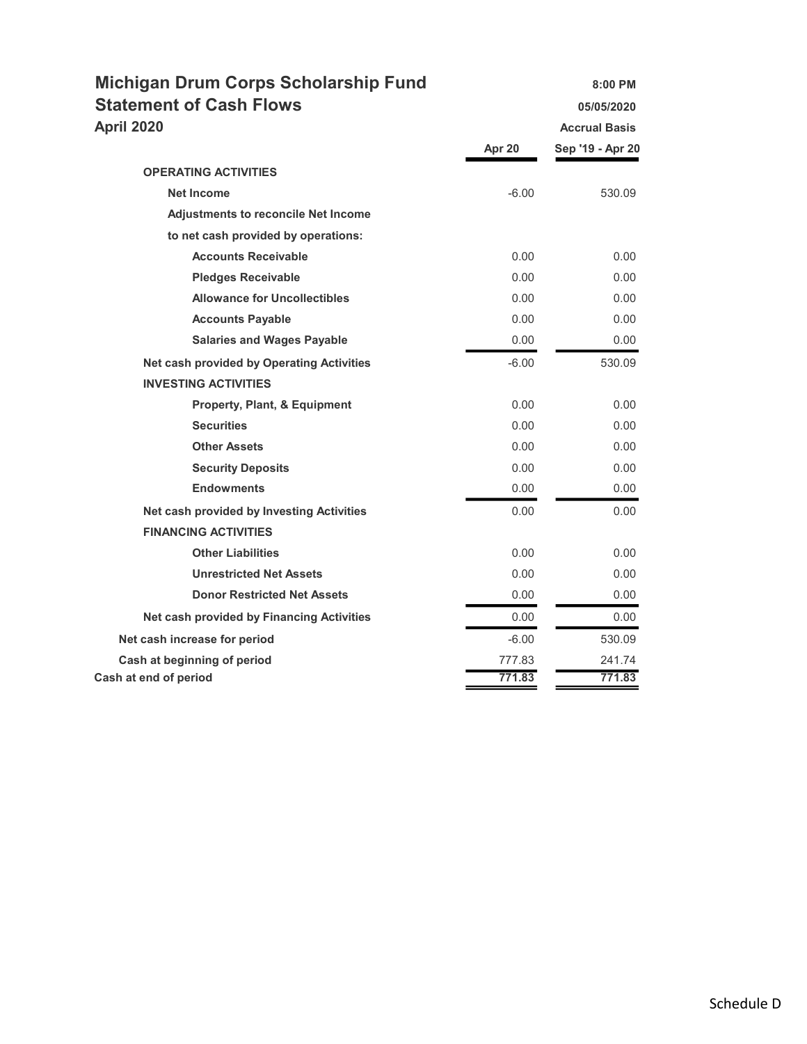# Michigan Drum Corps Scholarship Fund

## Statement of Cash Flows

### April 2020

8:00 PM
05/05/2020
Accrual Basis

| | Apr 20 | Sep '19 - Apr 20 |
|---|---|---|
| **OPERATING ACTIVITIES** | | |
| **Net Income** | -6.00 | 530.09 |
| **Adjustments to reconcile Net Income** | | |
| **to net cash provided by operations:** | | |
| **Accounts Receivable** | 0.00 | 0.00 |
| **Pledges Receivable** | 0.00 | 0.00 |
| **Allowance for Uncollectibles** | 0.00 | 0.00 |
| **Accounts Payable** | 0.00 | 0.00 |
| **Salaries and Wages Payable** | 0.00 | 0.00 |
| **Net cash provided by Operating Activities** | -6.00 | 530.09 |
| **INVESTING ACTIVITIES** | | |
| **Property, Plant, & Equipment** | 0.00 | 0.00 |
| **Securities** | 0.00 | 0.00 |
| **Other Assets** | 0.00 | 0.00 |
| **Security Deposits** | 0.00 | 0.00 |
| **Endowments** | 0.00 | 0.00 |
| **Net cash provided by Investing Activities** | 0.00 | 0.00 |
| **FINANCING ACTIVITIES** | | |
| **Other Liabilities** | 0.00 | 0.00 |
| **Unrestricted Net Assets** | 0.00 | 0.00 |
| **Donor Restricted Net Assets** | 0.00 | 0.00 |
| **Net cash provided by Financing Activities** | 0.00 | 0.00 |
| **Net cash increase for period** | -6.00 | 530.09 |
| **Cash at beginning of period** | 777.83 | 241.74 |
| **Cash at end of period** | **771.83** | **771.83** |

Schedule D